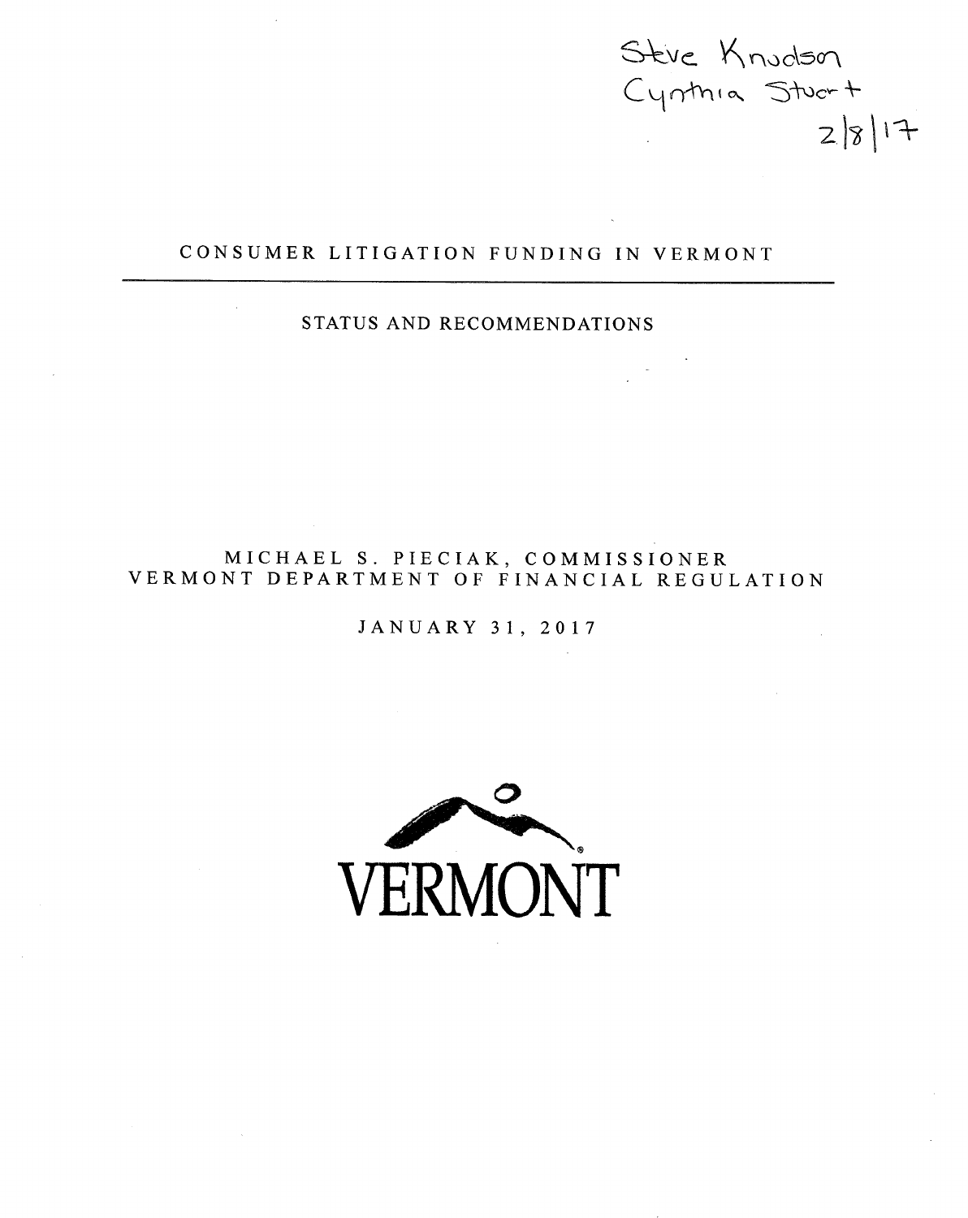Steve Knudson
Cynthia Stuart
2/8/17

# CONSUMER LITIGATION FUNDING IN VERMONT

## STATUS AND RECOMMENDATIONS

MICHAEL S. PIECIAK, COMMISSIONER
VERMONT DEPARTMENT OF FINANCIAL REGULATION

JANUARY 31, 2017

VERMONT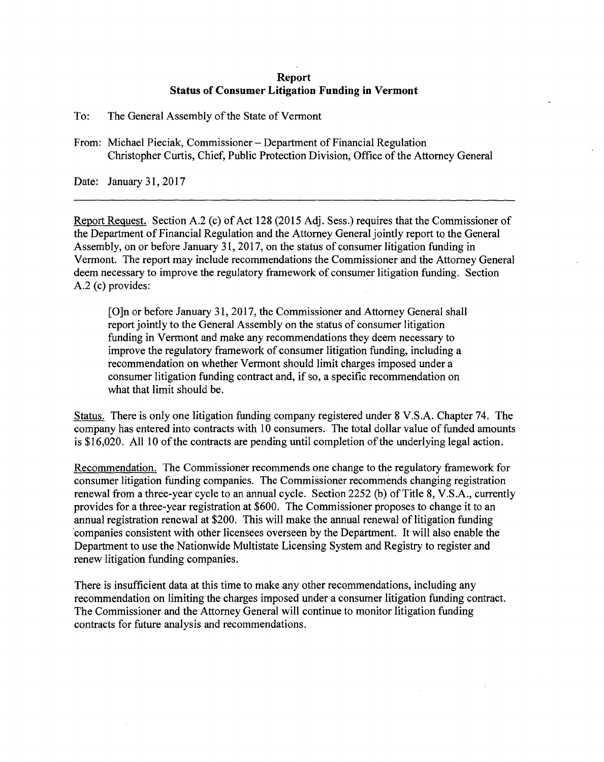**Report**
**Status of Consumer Litigation Funding in Vermont**

To: The General Assembly of the State of Vermont

From: Michael Pieciak, Commissioner – Department of Financial Regulation
Christopher Curtis, Chief, Public Protection Division, Office of the Attorney General

Date: January 31, 2017

---

Report Request. Section A.2 (c) of Act 128 (2015 Adj. Sess.) requires that the Commissioner of the Department of Financial Regulation and the Attorney General jointly report to the General Assembly, on or before January 31, 2017, on the status of consumer litigation funding in Vermont. The report may include recommendations the Commissioner and the Attorney General deem necessary to improve the regulatory framework of consumer litigation funding. Section A.2 (c) provides:

> [O]n or before January 31, 2017, the Commissioner and Attorney General shall report jointly to the General Assembly on the status of consumer litigation funding in Vermont and make any recommendations they deem necessary to improve the regulatory framework of consumer litigation funding, including a recommendation on whether Vermont should limit charges imposed under a consumer litigation funding contract and, if so, a specific recommendation on what that limit should be.

Status. There is only one litigation funding company registered under 8 V.S.A. Chapter 74. The company has entered into contracts with 10 consumers. The total dollar value of funded amounts is $16,020. All 10 of the contracts are pending until completion of the underlying legal action.

Recommendation. The Commissioner recommends one change to the regulatory framework for consumer litigation funding companies. The Commissioner recommends changing registration renewal from a three-year cycle to an annual cycle. Section 2252 (b) of Title 8, V.S.A., currently provides for a three-year registration at $600. The Commissioner proposes to change it to an annual registration renewal at $200. This will make the annual renewal of litigation funding companies consistent with other licensees overseen by the Department. It will also enable the Department to use the Nationwide Multistate Licensing System and Registry to register and renew litigation funding companies.

There is insufficient data at this time to make any other recommendations, including any recommendation on limiting the charges imposed under a consumer litigation funding contract. The Commissioner and the Attorney General will continue to monitor litigation funding contracts for future analysis and recommendations.